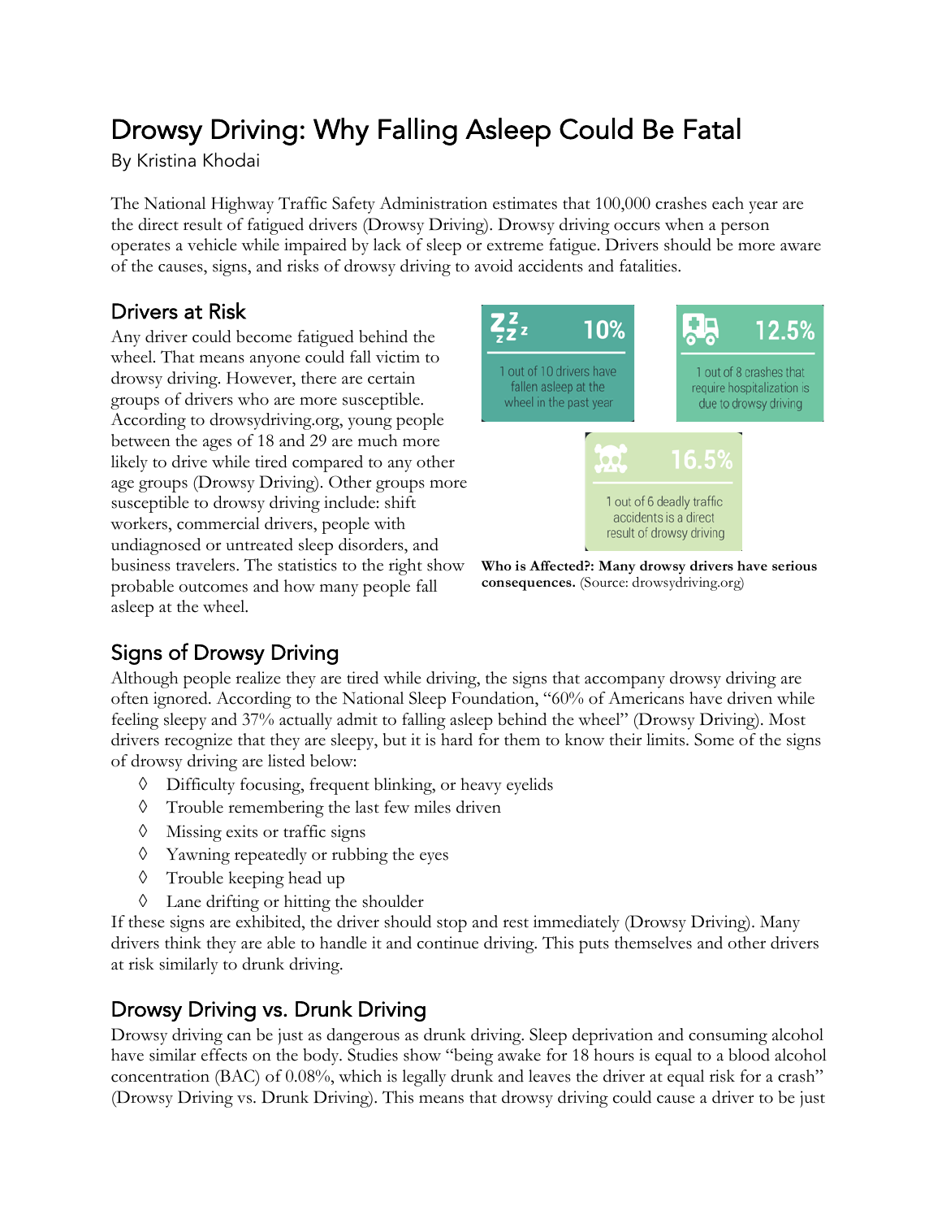# Drowsy Driving: Why Falling Asleep Could Be Fatal

By Kristina Khodai

The National Highway Traffic Safety Administration estimates that 100,000 crashes each year are the direct result of fatigued drivers (Drowsy Driving). Drowsy driving occurs when a person operates a vehicle while impaired by lack of sleep or extreme fatigue. Drivers should be more aware of the causes, signs, and risks of drowsy driving to avoid accidents and fatalities.

## Drivers at Risk

Any driver could become fatigued behind the wheel. That means anyone could fall victim to drowsy driving. However, there are certain groups of drivers who are more susceptible. According to drowsydriving.org, young people between the ages of 18 and 29 are much more likely to drive while tired compared to any other age groups (Drowsy Driving). Other groups more susceptible to drowsy driving include: shift workers, commercial drivers, people with undiagnosed or untreated sleep disorders, and business travelers. The statistics to the right show probable outcomes and how many people fall asleep at the wheel.

**10%** — 1 out of 10 drivers have fallen asleep at the wheel in the past year

**12.5%** — 1 out of 8 crashes that require hospitalization is due to drowsy driving

**16.5%** — 1 out of 6 deadly traffic accidents is a direct result of drowsy driving

**Who is Affected?: Many drowsy drivers have serious consequences.** (Source: drowsydriving.org)

## Signs of Drowsy Driving

Although people realize they are tired while driving, the signs that accompany drowsy driving are often ignored. According to the National Sleep Foundation, "60% of Americans have driven while feeling sleepy and 37% actually admit to falling asleep behind the wheel" (Drowsy Driving). Most drivers recognize that they are sleepy, but it is hard for them to know their limits. Some of the signs of drowsy driving are listed below:

- Difficulty focusing, frequent blinking, or heavy eyelids
- Trouble remembering the last few miles driven
- Missing exits or traffic signs
- Yawning repeatedly or rubbing the eyes
- Trouble keeping head up
- Lane drifting or hitting the shoulder

If these signs are exhibited, the driver should stop and rest immediately (Drowsy Driving). Many drivers think they are able to handle it and continue driving. This puts themselves and other drivers at risk similarly to drunk driving.

## Drowsy Driving vs. Drunk Driving

Drowsy driving can be just as dangerous as drunk driving. Sleep deprivation and consuming alcohol have similar effects on the body. Studies show "being awake for 18 hours is equal to a blood alcohol concentration (BAC) of 0.08%, which is legally drunk and leaves the driver at equal risk for a crash" (Drowsy Driving vs. Drunk Driving). This means that drowsy driving could cause a driver to be just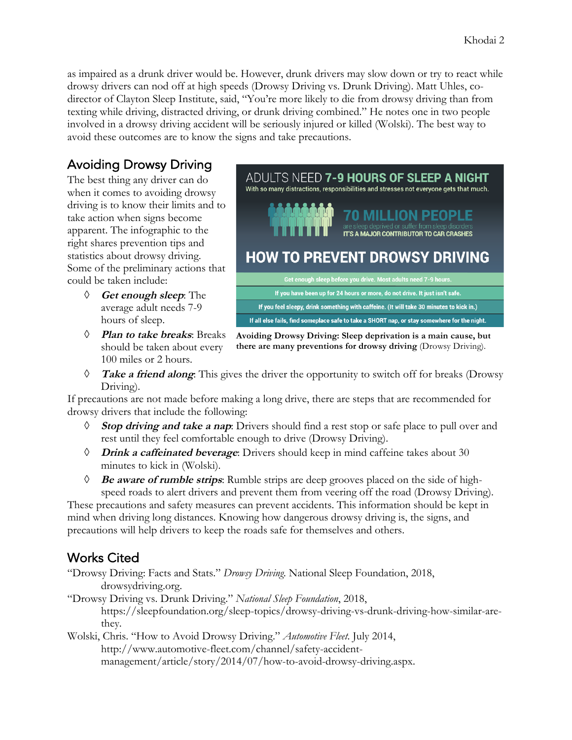as impaired as a drunk driver would be. However, drunk drivers may slow down or try to react while drowsy drivers can nod off at high speeds (Drowsy Driving vs. Drunk Driving). Matt Uhles, co-director of Clayton Sleep Institute, said, "You're more likely to die from drowsy driving than from texting while driving, distracted driving, or drunk driving combined." He notes one in two people involved in a drowsy driving accident will be seriously injured or killed (Wolski). The best way to avoid these outcomes are to know the signs and take precautions.

## Avoiding Drowsy Driving

The best thing any driver can do when it comes to avoiding drowsy driving is to know their limits and to take action when signs become apparent. The infographic to the right shares prevention tips and statistics about drowsy driving. Some of the preliminary actions that could be taken include:

- ***Get enough sleep***: The average adult needs 7-9 hours of sleep.
- ***Plan to take breaks***: Breaks should be taken about every 100 miles or 2 hours.
- ***Take a friend along***: This gives the driver the opportunity to switch off for breaks (Drowsy Driving).

ADULTS NEED 7-9 HOURS OF SLEEP A NIGHT

With so many distractions, responsibilities and stresses not everyone gets that much.

70 MILLION PEOPLE

are sleep deprived or suffer from sleep disorders

IT'S A MAJOR CONTRIBUTOR TO CAR CRASHES

HOW TO PREVENT DROWSY DRIVING

Get enough sleep before you drive. Most adults need 7-9 hours.

If you have been up for 24 hours or more, do not drive. It just isn't safe.

If you feel sleepy, drink something with caffeine. (It will take 30 minutes to kick in.)

If all else fails, find someplace safe to take a SHORT nap, or stay somewhere for the night.

**Avoiding Drowsy Driving: Sleep deprivation is a main cause, but there are many preventions for drowsy driving** (Drowsy Driving).

If precautions are not made before making a long drive, there are steps that are recommended for drowsy drivers that include the following:

- ***Stop driving and take a nap***: Drivers should find a rest stop or safe place to pull over and rest until they feel comfortable enough to drive (Drowsy Driving).
- ***Drink a caffeinated beverage***: Drivers should keep in mind caffeine takes about 30 minutes to kick in (Wolski).
- ***Be aware of rumble strips***: Rumble strips are deep grooves placed on the side of high-speed roads to alert drivers and prevent them from veering off the road (Drowsy Driving).

These precautions and safety measures can prevent accidents. This information should be kept in mind when driving long distances. Knowing how dangerous drowsy driving is, the signs, and precautions will help drivers to keep the roads safe for themselves and others.

## Works Cited

"Drowsy Driving: Facts and Stats." *Drowsy Driving*. National Sleep Foundation, 2018, drowsydriving.org.

"Drowsy Driving vs. Drunk Driving." *National Sleep Foundation*, 2018, https://sleepfoundation.org/sleep-topics/drowsy-driving-vs-drunk-driving-how-similar-are-they.

Wolski, Chris. "How to Avoid Drowsy Driving." *Automotive Fleet*. July 2014, http://www.automotive-fleet.com/channel/safety-accident-management/article/story/2014/07/how-to-avoid-drowsy-driving.aspx.